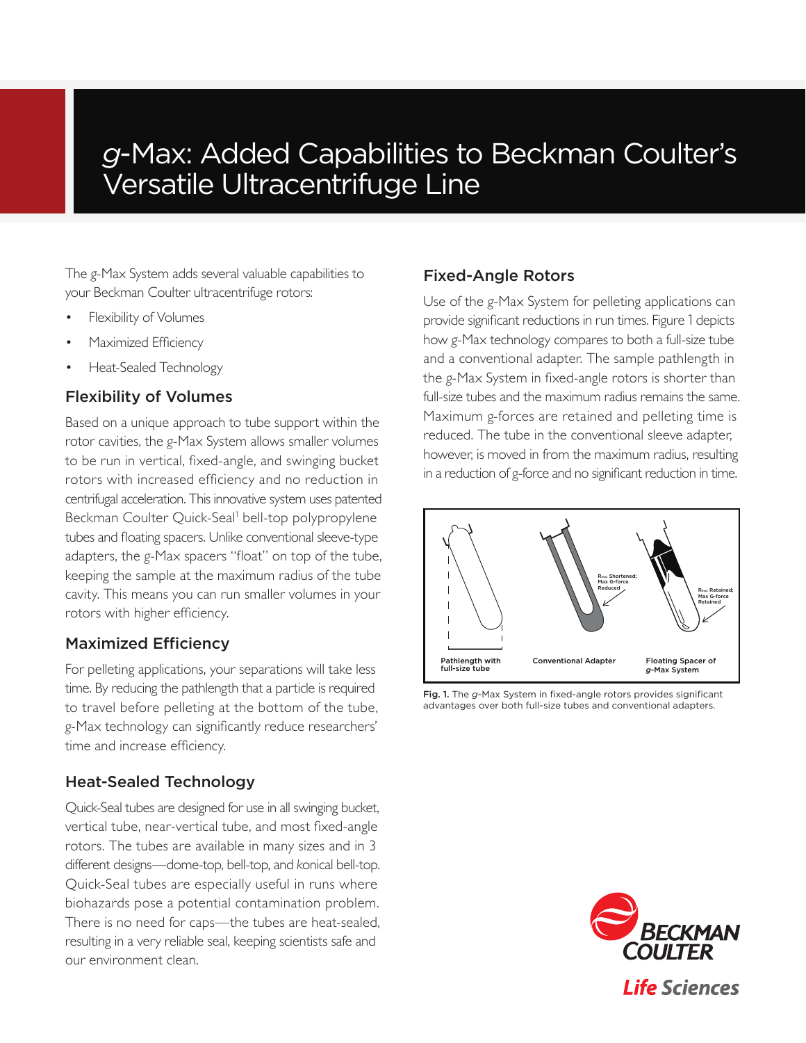# *g*-Max: Added Capabilities to Beckman Coulter's Versatile Ultracentrifuge Line

The *g*-Max System adds several valuable capabilities to your Beckman Coulter ultracentrifuge rotors:

- Flexibility of Volumes
- Maximized Efficiency
- Heat-Sealed Technology

## Flexibility of Volumes

Based on a unique approach to tube support within the rotor cavities, the *g*-Max System allows smaller volumes to be run in vertical, fixed-angle, and swinging bucket rotors with increased efficiency and no reduction in centrifugal acceleration. This innovative system uses patented Beckman Coulter Quick-Seal[1] bell-top polypropylene tubes and floating spacers. Unlike conventional sleeve-type adapters, the *g*-Max spacers "float" on top of the tube, keeping the sample at the maximum radius of the tube cavity. This means you can run smaller volumes in your rotors with higher efficiency.

## Maximized Efficiency

For pelleting applications, your separations will take less time. By reducing the pathlength that a particle is required to travel before pelleting at the bottom of the tube, *g*-Max technology can significantly reduce researchers' time and increase efficiency.

## Heat-Sealed Technology

Quick-Seal tubes are designed for use in all swinging bucket, vertical tube, near-vertical tube, and most fixed-angle rotors. The tubes are available in many sizes and in 3 different designs—dome-top, bell-top, and *k*onical bell-top. Quick-Seal tubes are especially useful in runs where biohazards pose a potential contamination problem. There is no need for caps—the tubes are heat-sealed, resulting in a very reliable seal, keeping scientists safe and our environment clean.

## Fixed-Angle Rotors

Use of the *g*-Max System for pelleting applications can provide significant reductions in run times. Figure 1 depicts how *g*-Max technology compares to both a full-size tube and a conventional adapter. The sample pathlength in the *g*-Max System in fixed-angle rotors is shorter than full-size tubes and the maximum radius remains the same. Maximum g-forces are retained and pelleting time is reduced. The tube in the conventional sleeve adapter, however, is moved in from the maximum radius, resulting in a reduction of g-force and no significant reduction in time.

Pathlength with full-size tube | Conventional Adapter ($R_{max}$ Shortened; Max G-force Reduced) | Floating Spacer of *g*-Max System ($R_{max}$ Retained; Max G-force Retained)

**Fig. 1.** The *g*-Max System in fixed-angle rotors provides significant advantages over both full-size tubes and conventional adapters.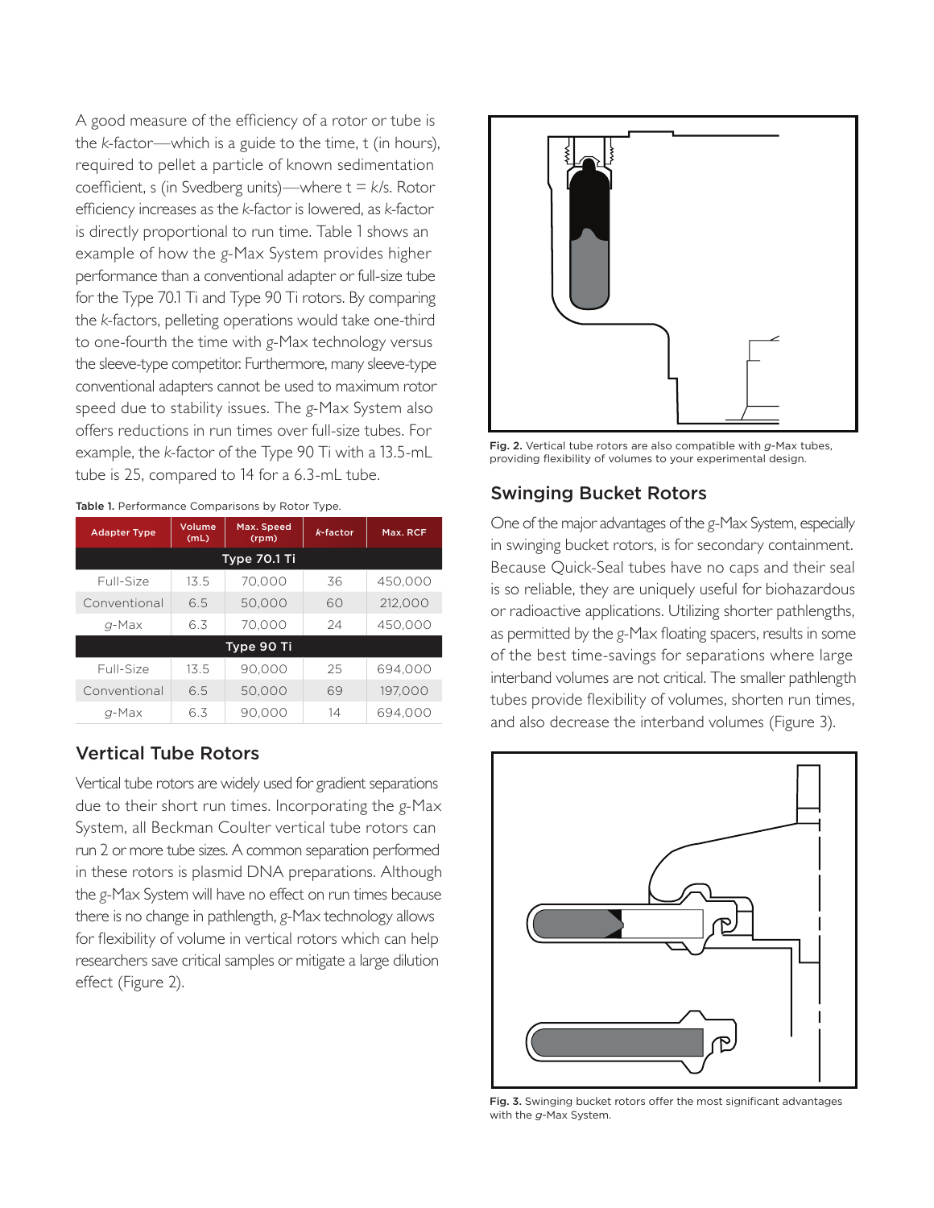A good measure of the efficiency of a rotor or tube is the *k*-factor—which is a guide to the time, t (in hours), required to pellet a particle of known sedimentation coefficient, s (in Svedberg units)—where $t = k/s$. Rotor efficiency increases as the *k*-factor is lowered, as *k*-factor is directly proportional to run time. Table 1 shows an example of how the *g*-Max System provides higher performance than a conventional adapter or full-size tube for the Type 70.1 Ti and Type 90 Ti rotors. By comparing the *k*-factors, pelleting operations would take one-third to one-fourth the time with *g*-Max technology versus the sleeve-type competitor. Furthermore, many sleeve-type conventional adapters cannot be used to maximum rotor speed due to stability issues. The *g*-Max System also offers reductions in run times over full-size tubes. For example, the *k*-factor of the Type 90 Ti with a 13.5-mL tube is 25, compared to 14 for a 6.3-mL tube.

**Table 1.** Performance Comparisons by Rotor Type.

| Adapter Type | Volume (mL) | Max. Speed (rpm) | *k*-factor | Max. RCF |
|---|---|---|---|---|
| **Type 70.1 Ti** | | | | |
| Full-Size | 13.5 | 70,000 | 36 | 450,000 |
| Conventional | 6.5 | 50,000 | 60 | 212,000 |
| *g*-Max | 6.3 | 70,000 | 24 | 450,000 |
| **Type 90 Ti** | | | | |
| Full-Size | 13.5 | 90,000 | 25 | 694,000 |
| Conventional | 6.5 | 50,000 | 69 | 197,000 |
| *g*-Max | 6.3 | 90,000 | 14 | 694,000 |

## Vertical Tube Rotors

Vertical tube rotors are widely used for gradient separations due to their short run times. Incorporating the *g*-Max System, all Beckman Coulter vertical tube rotors can run 2 or more tube sizes. A common separation performed in these rotors is plasmid DNA preparations. Although the *g*-Max System will have no effect on run times because there is no change in pathlength, *g*-Max technology allows for flexibility of volume in vertical rotors which can help researchers save critical samples or mitigate a large dilution effect (Figure 2).

**Fig. 2.** Vertical tube rotors are also compatible with *g*-Max tubes, providing flexibility of volumes to your experimental design.

## Swinging Bucket Rotors

One of the major advantages of the *g*-Max System, especially in swinging bucket rotors, is for secondary containment. Because Quick-Seal tubes have no caps and their seal is so reliable, they are uniquely useful for biohazardous or radioactive applications. Utilizing shorter pathlengths, as permitted by the *g*-Max floating spacers, results in some of the best time-savings for separations where large interband volumes are not critical. The smaller pathlength tubes provide flexibility of volumes, shorten run times, and also decrease the interband volumes (Figure 3).

**Fig. 3.** Swinging bucket rotors offer the most significant advantages with the *g*-Max System.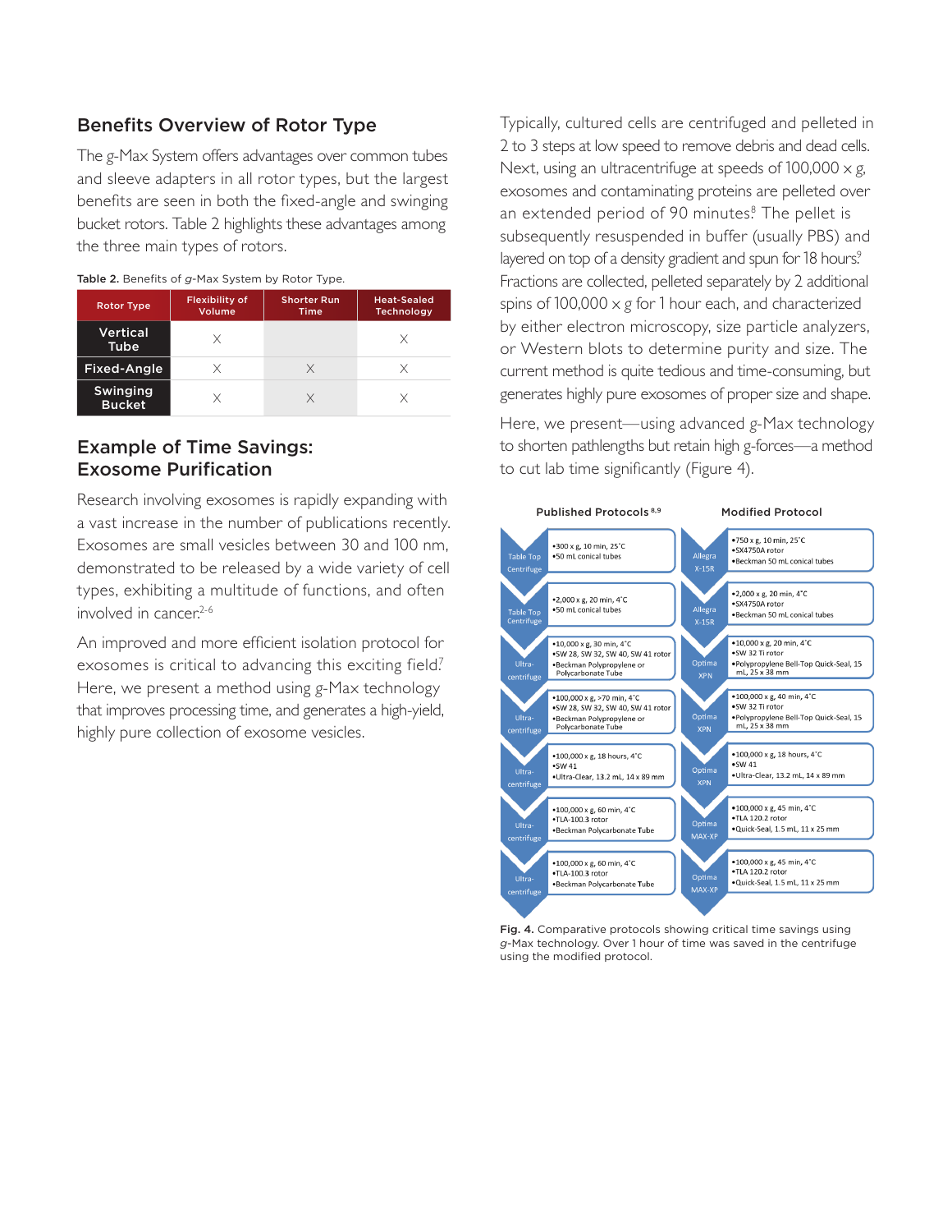## Benefits Overview of Rotor Type

The g-Max System offers advantages over common tubes and sleeve adapters in all rotor types, but the largest benefits are seen in both the fixed-angle and swinging bucket rotors. Table 2 highlights these advantages among the three main types of rotors.

**Table 2.** Benefits of *g*-Max System by Rotor Type.

| Rotor Type | Flexibility of Volume | Shorter Run Time | Heat-Sealed Technology |
|---|---|---|---|
| Vertical Tube | X | | X |
| Fixed-Angle | X | X | X |
| Swinging Bucket | X | X | X |

## Example of Time Savings: Exosome Purification

Research involving exosomes is rapidly expanding with a vast increase in the number of publications recently. Exosomes are small vesicles between 30 and 100 nm, demonstrated to be released by a wide variety of cell types, exhibiting a multitude of functions, and often involved in cancer.[2-6]

An improved and more efficient isolation protocol for exosomes is critical to advancing this exciting field.[7] Here, we present a method using g-Max technology that improves processing time, and generates a high-yield, highly pure collection of exosome vesicles.

Typically, cultured cells are centrifuged and pelleted in 2 to 3 steps at low speed to remove debris and dead cells. Next, using an ultracentrifuge at speeds of 100,000 x g, exosomes and contaminating proteins are pelleted over an extended period of 90 minutes.[8] The pellet is subsequently resuspended in buffer (usually PBS) and layered on top of a density gradient and spun for 18 hours.[9] Fractions are collected, pelleted separately by 2 additional spins of 100,000 x g for 1 hour each, and characterized by either electron microscopy, size particle analyzers, or Western blots to determine purity and size. The current method is quite tedious and time-consuming, but generates highly pure exosomes of proper size and shape.

Here, we present—using advanced g-Max technology to shorten pathlengths but retain high g-forces—a method to cut lab time significantly (Figure 4).

| Published Protocols[8,9] | | Modified Protocol | |
|---|---|---|---|
| Table Top Centrifuge | •300 x g, 10 min, 25˚C<br>•50 mL conical tubes | Allegra X-15R | •750 x g, 10 min, 25˚C<br>•SX4750A rotor<br>•Beckman 50 mL conical tubes |
| Table Top Centrifuge | •2,000 x g, 20 min, 4˚C<br>•50 mL conical tubes | Allegra X-15R | •2,000 x g, 20 min, 4˚C<br>•SX4750A rotor<br>•Beckman 50 mL conical tubes |
| Ultra-centrifuge | •10,000 x g, 30 min, 4˚C<br>•SW 28, SW 32, SW 40, SW 41 rotor<br>•Beckman Polypropylene or Polycarbonate Tube | Optima XPN | •10,000 x g, 20 min, 4˚C<br>•SW 32 Ti rotor<br>•Polypropylene Bell-Top Quick-Seal, 15 mL, 25 x 38 mm |
| Ultra-centrifuge | •100,000 x g, >70 min, 4˚C<br>•SW 28, SW 32, SW 40, SW 41 rotor<br>•Beckman Polypropylene or Polycarbonate Tube | Optima XPN | •100,000 x g, 40 min, 4˚C<br>•SW 32 Ti rotor<br>•Polypropylene Bell-Top Quick-Seal, 15 mL, 25 x 38 mm |
| Ultra-centrifuge | •100,000 x g, 18 hours, 4˚C<br>•SW 41<br>•Ultra-Clear, 13.2 mL, 14 x 89 mm | Optima XPN | •100,000 x g, 18 hours, 4˚C<br>•SW 41<br>•Ultra-Clear, 13.2 mL, 14 x 89 mm |
| Ultra-centrifuge | •100,000 x g, 60 min, 4˚C<br>•TLA-100.3 rotor<br>•Beckman Polycarbonate Tube | Optima MAX-XP | •100,000 x g, 45 min, 4˚C<br>•TLA 120.2 rotor<br>•Quick-Seal, 1.5 mL, 11 x 25 mm |
| Ultra-centrifuge | •100,000 x g, 60 min, 4˚C<br>•TLA-100.3 rotor<br>•Beckman Polycarbonate Tube | Optima MAX-XP | •100,000 x g, 45 min, 4˚C<br>•TLA 120.2 rotor<br>•Quick-Seal, 1.5 mL, 11 x 25 mm |

**Fig. 4.** Comparative protocols showing critical time savings using *g*-Max technology. Over 1 hour of time was saved in the centrifuge using the modified protocol.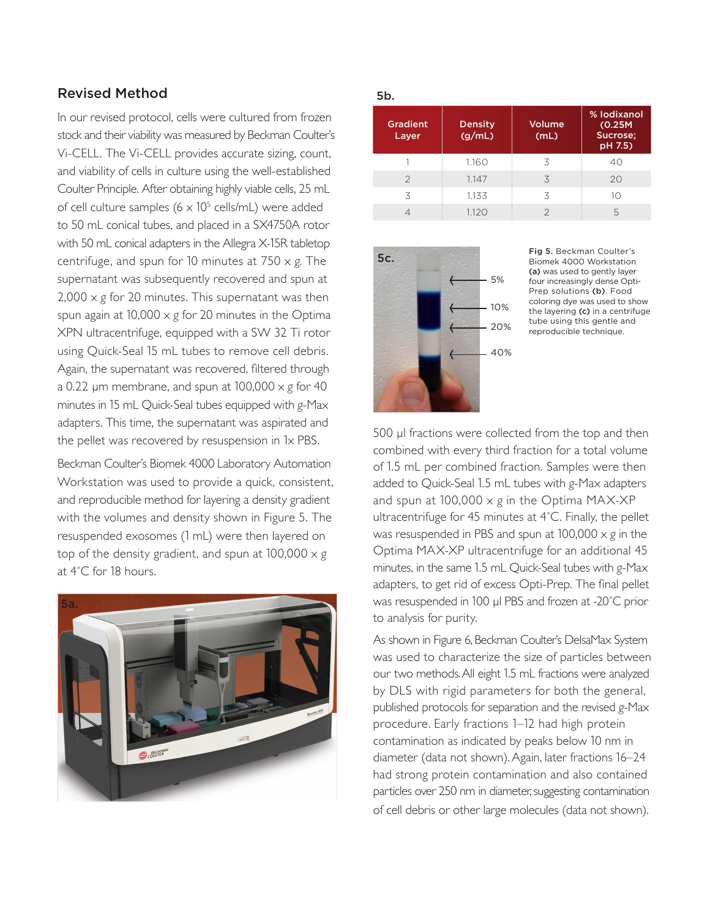## Revised Method

In our revised protocol, cells were cultured from frozen stock and their viability was measured by Beckman Coulter's Vi-CELL. The Vi-CELL provides accurate sizing, count, and viability of cells in culture using the well-established Coulter Principle. After obtaining highly viable cells, 25 mL of cell culture samples ($6 \times 10^5$ cells/mL) were added to 50 mL conical tubes, and placed in a SX4750A rotor with 50 mL conical adapters in the Allegra X-15R tabletop centrifuge, and spun for 10 minutes at 750 x *g*. The supernatant was subsequently recovered and spun at 2,000 x *g* for 20 minutes. This supernatant was then spun again at 10,000 x *g* for 20 minutes in the Optima XPN ultracentrifuge, equipped with a SW 32 Ti rotor using Quick-Seal 15 mL tubes to remove cell debris. Again, the supernatant was recovered, filtered through a 0.22 µm membrane, and spun at 100,000 x *g* for 40 minutes in 15 mL Quick-Seal tubes equipped with *g*-Max adapters. This time, the supernatant was aspirated and the pellet was recovered by resuspension in 1x PBS.

Beckman Coulter's Biomek 4000 Laboratory Automation Workstation was used to provide a quick, consistent, and reproducible method for layering a density gradient with the volumes and density shown in Figure 5. The resuspended exosomes (1 mL) were then layered on top of the density gradient, and spun at 100,000 x *g* at 4°C for 18 hours.

5a.

5b.

| Gradient Layer | Density (g/mL) | Volume (mL) | % Iodixanol (0.25M Sucrose; pH 7.5) |
|---|---|---|---|
| 1 | 1.160 | 3 | 40 |
| 2 | 1.147 | 3 | 20 |
| 3 | 1.133 | 3 | 10 |
| 4 | 1.120 | 2 | 5 |

5c.

5%
10%
20%
40%

**Fig 5.** Beckman Coulter's Biomek 4000 Workstation **(a)** was used to gently layer four increasingly dense Opti-Prep solutions **(b)**. Food coloring dye was used to show the layering **(c)** in a centrifuge tube using this gentle and reproducible technique.

500 µl fractions were collected from the top and then combined with every third fraction for a total volume of 1.5 mL per combined fraction. Samples were then added to Quick-Seal 1.5 mL tubes with *g*-Max adapters and spun at 100,000 x *g* in the Optima MAX-XP ultracentrifuge for 45 minutes at 4°C. Finally, the pellet was resuspended in PBS and spun at 100,000 x *g* in the Optima MAX-XP ultracentrifuge for an additional 45 minutes, in the same 1.5 mL Quick-Seal tubes with *g*-Max adapters, to get rid of excess Opti-Prep. The final pellet was resuspended in 100 µl PBS and frozen at -20°C prior to analysis for purity.

As shown in Figure 6, Beckman Coulter's DelsaMax System was used to characterize the size of particles between our two methods. All eight 1.5 mL fractions were analyzed by DLS with rigid parameters for both the general, published protocols for separation and the revised *g*-Max procedure. Early fractions 1–12 had high protein contamination as indicated by peaks below 10 nm in diameter (data not shown). Again, later fractions 16–24 had strong protein contamination and also contained particles over 250 nm in diameter, suggesting contamination of cell debris or other large molecules (data not shown).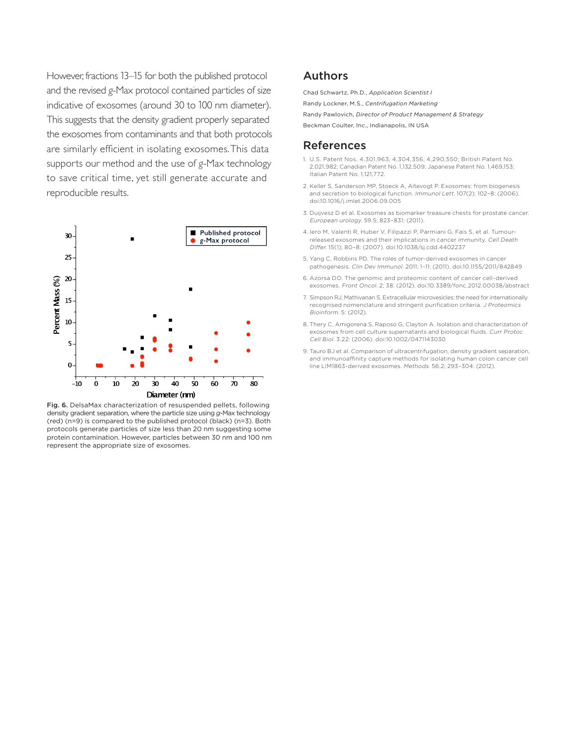However, fractions 13–15 for both the published protocol and the revised *g*-Max protocol contained particles of size indicative of exosomes (around 30 to 100 nm diameter). This suggests that the density gradient properly separated the exosomes from contaminants and that both protocols are similarly efficient in isolating exosomes. This data supports our method and the use of *g*-Max technology to save critical time, yet still generate accurate and reproducible results.

**Fig. 6.** DelsaMax characterization of resuspended pellets, following density gradient separation, where the particle size using *g*-Max technology (red) (n=9) is compared to the published protocol (black) (n=3). Both protocols generate particles of size less than 20 nm suggesting some protein contamination. However, particles between 30 nm and 100 nm represent the appropriate size of exosomes.

## Authors

Chad Schwartz, Ph.D., *Application Scientist I*

Randy Lockner, M.S., *Centrifugation Marketing*

Randy Pawlovich, *Director of Product Management & Strategy*

Beckman Coulter, Inc., Indianapolis, IN USA

## References

1. U.S. Patent Nos. 4,301,963; 4,304,356; 4,290,550; British Patent No. 2,021,982; Canadian Patent No. 1,132,509; Japanese Patent No. 1,469,153; Italian Patent No. 1,121,772.
2. Keller S, Sanderson MP, Stoeck A, Altevogt P. Exosomes: from biogenesis and secretion to biological function. *Immunol Lett.* 107(2); 102–8: (2006). doi:10.1016/j.imlet.2006.09.005
3. Duijvesz D et al. Exosomes as biomarker treasure chests for prostate cancer. *European urology.* 59.5; 823–831: (2011).
4. Iero M, Valenti R, Huber V, Filipazzi P, Parmiani G, Fais S, et al. Tumour-released exosomes and their implications in cancer immunity. *Cell Death Differ.* 15(1); 80–8: (2007). doi:10.1038/sj.cdd.4402237
5. Yang C, Robbins PD. The roles of tumor-derived exosomes in cancer pathogenesis. *Clin Dev Immunol.* 2011; 1–11: (2011). doi:10.1155/2011/842849
6. Azorsa DO. The genomic and proteomic content of cancer cell-derived exosomes. *Front Oncol.* 2; 38: (2012). doi:10.3389/fonc.2012.00038/abstract
7. Simpson RJ, Mathivanan S. Extracellular microvesicles: the need for internationally recognised nomenclature and stringent purification criteria. *J Proteomics Bioinform.* 5: (2012).
8. Thery C, Amigorena S, Raposo G, Clayton A. Isolation and characterization of exosomes from cell culture supernatants and biological fluids. *Curr Protoc Cell Biol.* 3.22: (2006). doi:10.1002/0471143030
9. Tauro BJ et al. Comparison of ultracentrifugation, density gradient separation, and immunoaffinity capture methods for isolating human colon cancer cell line LIM1863-derived exosomes. *Methods.* 56.2; 293–304: (2012).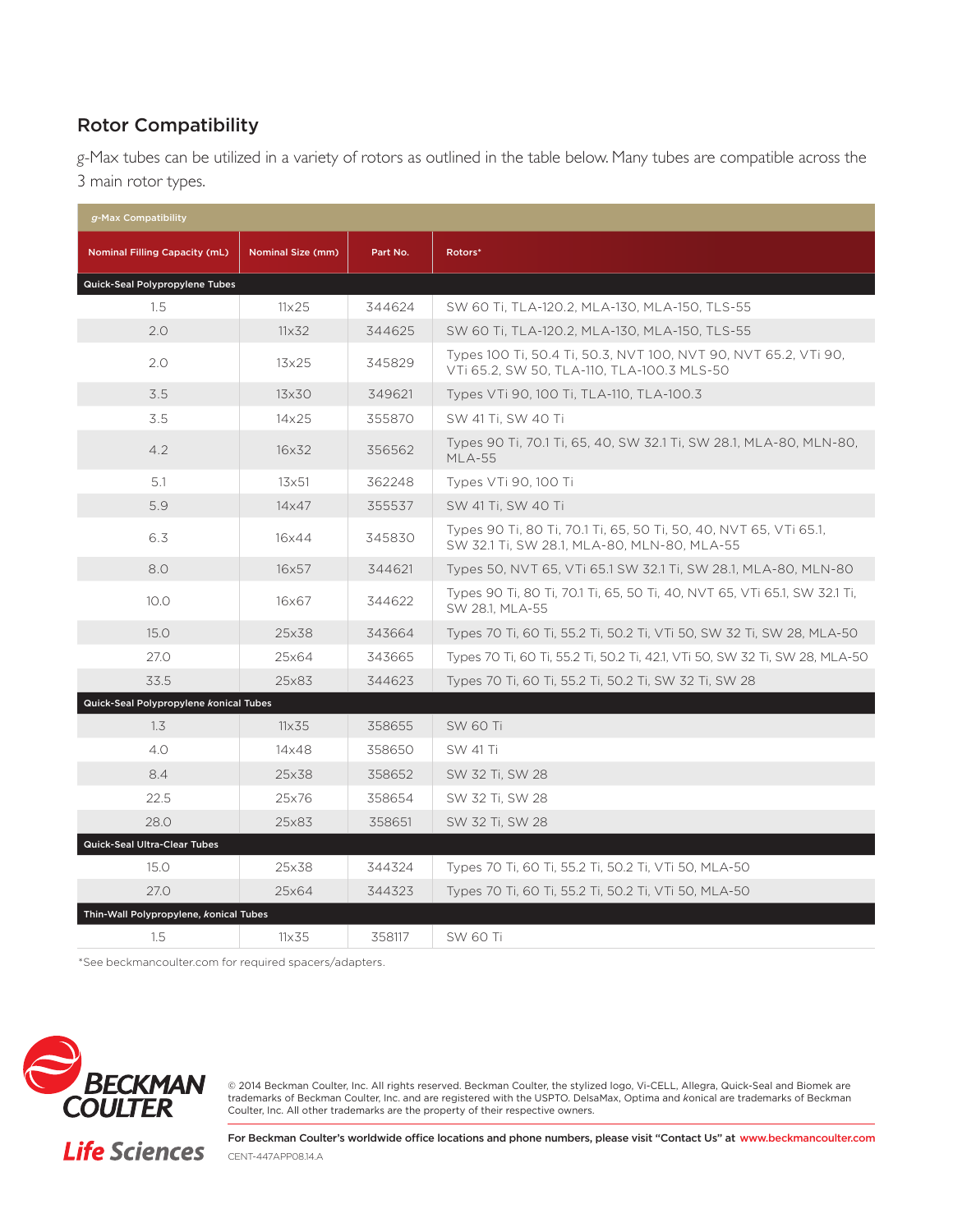## Rotor Compatibility

*g*-Max tubes can be utilized in a variety of rotors as outlined in the table below. Many tubes are compatible across the 3 main rotor types.

| *g*-Max Compatibility | | | |
|---|---|---|---|
| **Nominal Filling Capacity (mL)** | **Nominal Size (mm)** | **Part No.** | **Rotors*** |
| **Quick-Seal Polypropylene Tubes** | | | |
| 1.5 | 11x25 | 344624 | SW 60 Ti, TLA-120.2, MLA-130, MLA-150, TLS-55 |
| 2.0 | 11x32 | 344625 | SW 60 Ti, TLA-120.2, MLA-130, MLA-150, TLS-55 |
| 2.0 | 13x25 | 345829 | Types 100 Ti, 50.4 Ti, 50.3, NVT 100, NVT 90, NVT 65.2, VTi 90, VTi 65.2, SW 50, TLA-110, TLA-100.3 MLS-50 |
| 3.5 | 13x30 | 349621 | Types VTi 90, 100 Ti, TLA-110, TLA-100.3 |
| 3.5 | 14x25 | 355870 | SW 41 Ti, SW 40 Ti |
| 4.2 | 16x32 | 356562 | Types 90 Ti, 70.1 Ti, 65, 40, SW 32.1 Ti, SW 28.1, MLA-80, MLN-80, MLA-55 |
| 5.1 | 13x51 | 362248 | Types VTi 90, 100 Ti |
| 5.9 | 14x47 | 355537 | SW 41 Ti, SW 40 Ti |
| 6.3 | 16x44 | 345830 | Types 90 Ti, 80 Ti, 70.1 Ti, 65, 50 Ti, 50, 40, NVT 65, VTi 65.1, SW 32.1 Ti, SW 28.1, MLA-80, MLN-80, MLA-55 |
| 8.0 | 16x57 | 344621 | Types 50, NVT 65, VTi 65.1 SW 32.1 Ti, SW 28.1, MLA-80, MLN-80 |
| 10.0 | 16x67 | 344622 | Types 90 Ti, 80 Ti, 70.1 Ti, 65, 50 Ti, 40, NVT 65, VTi 65.1, SW 32.1 Ti, SW 28.1, MLA-55 |
| 15.0 | 25x38 | 343664 | Types 70 Ti, 60 Ti, 55.2 Ti, 50.2 Ti, VTi 50, SW 32 Ti, SW 28, MLA-50 |
| 27.0 | 25x64 | 343665 | Types 70 Ti, 60 Ti, 55.2 Ti, 50.2 Ti, 42.1, VTi 50, SW 32 Ti, SW 28, MLA-50 |
| 33.5 | 25x83 | 344623 | Types 70 Ti, 60 Ti, 55.2 Ti, 50.2 Ti, SW 32 Ti, SW 28 |
| **Quick-Seal Polypropylene *konical* Tubes** | | | |
| 1.3 | 11x35 | 358655 | SW 60 Ti |
| 4.0 | 14x48 | 358650 | SW 41 Ti |
| 8.4 | 25x38 | 358652 | SW 32 Ti, SW 28 |
| 22.5 | 25x76 | 358654 | SW 32 Ti, SW 28 |
| 28.0 | 25x83 | 358651 | SW 32 Ti, SW 28 |
| **Quick-Seal Ultra-Clear Tubes** | | | |
| 15.0 | 25x38 | 344324 | Types 70 Ti, 60 Ti, 55.2 Ti, 50.2 Ti, VTi 50, MLA-50 |
| 27.0 | 25x64 | 344323 | Types 70 Ti, 60 Ti, 55.2 Ti, 50.2 Ti, VTi 50, MLA-50 |
| **Thin-Wall Polypropylene, *konical* Tubes** | | | |
| 1.5 | 11x35 | 358117 | SW 60 Ti |

*See beckmancoulter.com for required spacers/adapters.

BECKMAN COULTER Life Sciences

© 2014 Beckman Coulter, Inc. All rights reserved. Beckman Coulter, the stylized logo, Vi-CELL, Allegra, Quick-Seal and Biomek are trademarks of Beckman Coulter, Inc. and are registered with the USPTO. DelsaMax, Optima and *konical* are trademarks of Beckman Coulter, Inc. All other trademarks are the property of their respective owners.

**For Beckman Coulter's worldwide office locations and phone numbers, please visit "Contact Us" at www.beckmancoulter.com**

CENT-447APP08.14.A